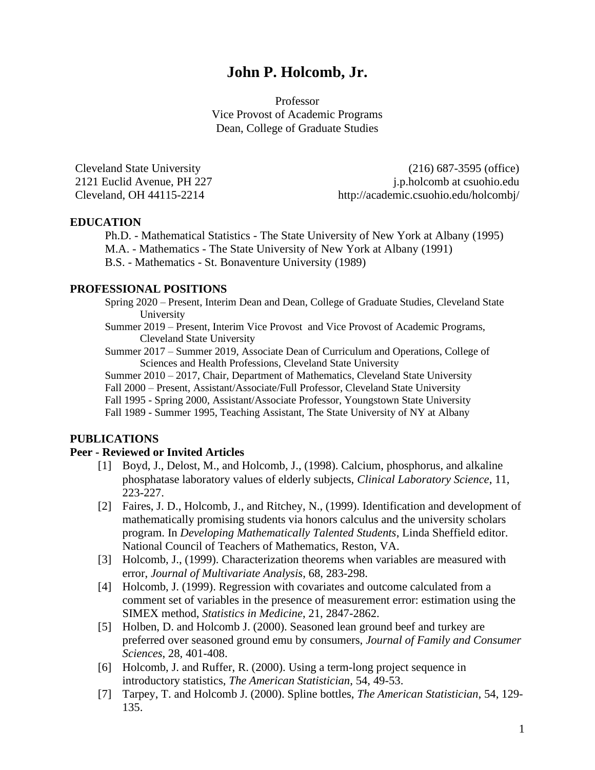# John P. Holcomb, Jr.

Professor
Vice Provost of Academic Programs
Dean, College of Graduate Studies

Cleveland State University
2121 Euclid Avenue, PH 227
Cleveland, OH 44115-2214

(216) 687-3595 (office)
j.p.holcomb at csuohio.edu
http://academic.csuohio.edu/holcombj/

## EDUCATION

Ph.D. - Mathematical Statistics - The State University of New York at Albany (1995)
M.A. - Mathematics - The State University of New York at Albany (1991)
B.S. - Mathematics - St. Bonaventure University (1989)

## PROFESSIONAL POSITIONS

Spring 2020 – Present, Interim Dean and Dean, College of Graduate Studies, Cleveland State University
Summer 2019 – Present, Interim Vice Provost and Vice Provost of Academic Programs, Cleveland State University
Summer 2017 – Summer 2019, Associate Dean of Curriculum and Operations, College of Sciences and Health Professions, Cleveland State University
Summer 2010 – 2017, Chair, Department of Mathematics, Cleveland State University
Fall 2000 – Present, Assistant/Associate/Full Professor, Cleveland State University
Fall 1995 - Spring 2000, Assistant/Associate Professor, Youngstown State University
Fall 1989 - Summer 1995, Teaching Assistant, The State University of NY at Albany

## PUBLICATIONS

### Peer - Reviewed or Invited Articles

[1] Boyd, J., Delost, M., and Holcomb, J., (1998). Calcium, phosphorus, and alkaline phosphatase laboratory values of elderly subjects, *Clinical Laboratory Science*, 11, 223-227.

[2] Faires, J. D., Holcomb, J., and Ritchey, N., (1999). Identification and development of mathematically promising students via honors calculus and the university scholars program. In *Developing Mathematically Talented Students*, Linda Sheffield editor. National Council of Teachers of Mathematics, Reston, VA.

[3] Holcomb, J., (1999). Characterization theorems when variables are measured with error, *Journal of Multivariate Analysis*, 68, 283-298.

[4] Holcomb, J. (1999). Regression with covariates and outcome calculated from a comment set of variables in the presence of measurement error: estimation using the SIMEX method, *Statistics in Medicine*, 21, 2847-2862.

[5] Holben, D. and Holcomb J. (2000). Seasoned lean ground beef and turkey are preferred over seasoned ground emu by consumers, *Journal of Family and Consumer Sciences*, 28, 401-408.

[6] Holcomb, J. and Ruffer, R. (2000). Using a term-long project sequence in introductory statistics, *The American Statistician*, 54, 49-53.

[7] Tarpey, T. and Holcomb J. (2000). Spline bottles, *The American Statistician*, 54, 129-135.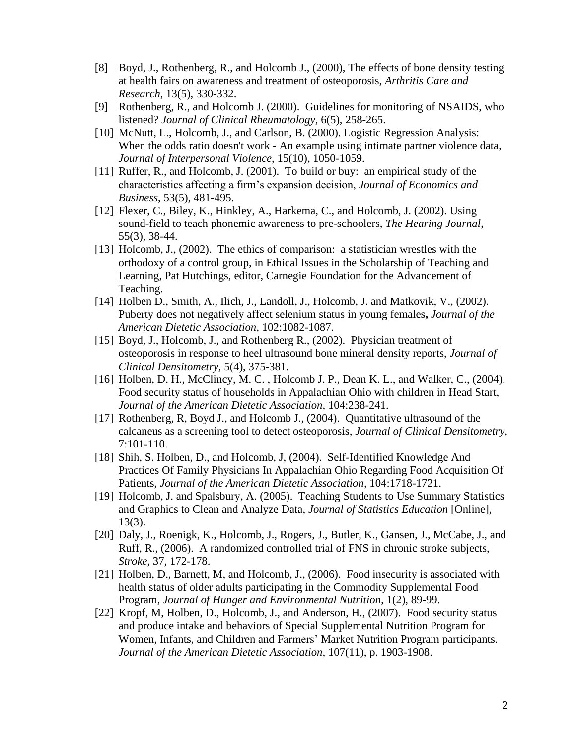[8] Boyd, J., Rothenberg, R., and Holcomb J., (2000), The effects of bone density testing at health fairs on awareness and treatment of osteoporosis, *Arthritis Care and Research*, 13(5), 330-332.

[9] Rothenberg, R., and Holcomb J. (2000). Guidelines for monitoring of NSAIDS, who listened? *Journal of Clinical Rheumatology*, 6(5), 258-265.

[10] McNutt, L., Holcomb, J., and Carlson, B. (2000). Logistic Regression Analysis: When the odds ratio doesn't work - An example using intimate partner violence data, *Journal of Interpersonal Violence*, 15(10), 1050-1059.

[11] Ruffer, R., and Holcomb, J. (2001). To build or buy: an empirical study of the characteristics affecting a firm's expansion decision, *Journal of Economics and Business*, 53(5), 481-495.

[12] Flexer, C., Biley, K., Hinkley, A., Harkema, C., and Holcomb, J. (2002). Using sound-field to teach phonemic awareness to pre-schoolers, *The Hearing Journal*, 55(3), 38-44.

[13] Holcomb, J., (2002). The ethics of comparison: a statistician wrestles with the orthodoxy of a control group, in Ethical Issues in the Scholarship of Teaching and Learning, Pat Hutchings, editor, Carnegie Foundation for the Advancement of Teaching.

[14] Holben D., Smith, A., Ilich, J., Landoll, J., Holcomb, J. and Matkovik, V., (2002). Puberty does not negatively affect selenium status in young females**,** *Journal of the American Dietetic Association,* 102:1082-1087.

[15] Boyd, J., Holcomb, J., and Rothenberg R., (2002). Physician treatment of osteoporosis in response to heel ultrasound bone mineral density reports, *Journal of Clinical Densitometry,* 5(4), 375-381.

[16] Holben, D. H., McClincy, M. C. , Holcomb J. P., Dean K. L., and Walker, C., (2004). Food security status of households in Appalachian Ohio with children in Head Start, *Journal of the American Dietetic Association,* 104:238-241.

[17] Rothenberg, R, Boyd J., and Holcomb J., (2004). Quantitative ultrasound of the calcaneus as a screening tool to detect osteoporosis, *Journal of Clinical Densitometry,* 7:101-110.

[18] Shih, S. Holben, D., and Holcomb, J, (2004). Self-Identified Knowledge And Practices Of Family Physicians In Appalachian Ohio Regarding Food Acquisition Of Patients, *Journal of the American Dietetic Association,* 104:1718-1721.

[19] Holcomb, J. and Spalsbury, A. (2005). Teaching Students to Use Summary Statistics and Graphics to Clean and Analyze Data, *Journal of Statistics Education* [Online], 13(3).

[20] Daly, J., Roenigk, K., Holcomb, J., Rogers, J., Butler, K., Gansen, J., McCabe, J., and Ruff, R., (2006). A randomized controlled trial of FNS in chronic stroke subjects, *Stroke*, 37, 172-178.

[21] Holben, D., Barnett, M, and Holcomb, J., (2006). Food insecurity is associated with health status of older adults participating in the Commodity Supplemental Food Program, *Journal of Hunger and Environmental Nutrition,* 1(2), 89-99.

[22] Kropf, M, Holben, D., Holcomb, J., and Anderson, H., (2007). Food security status and produce intake and behaviors of Special Supplemental Nutrition Program for Women, Infants, and Children and Farmers' Market Nutrition Program participants. *Journal of the American Dietetic Association,* 107(11), p. 1903-1908.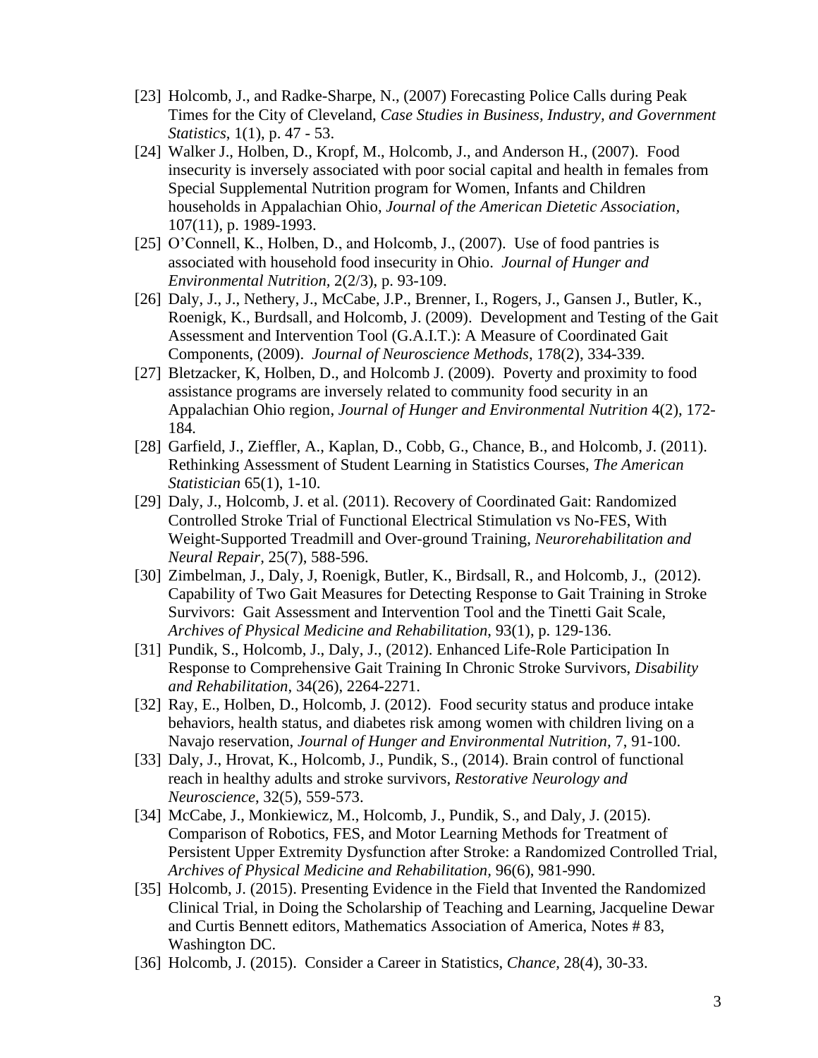[23] Holcomb, J., and Radke-Sharpe, N., (2007) Forecasting Police Calls during Peak Times for the City of Cleveland, *Case Studies in Business, Industry, and Government Statistics*, 1(1), p. 47 - 53.

[24] Walker J., Holben, D., Kropf, M., Holcomb, J., and Anderson H., (2007). Food insecurity is inversely associated with poor social capital and health in females from Special Supplemental Nutrition program for Women, Infants and Children households in Appalachian Ohio, *Journal of the American Dietetic Association,* 107(11), p. 1989-1993.

[25] O'Connell, K., Holben, D., and Holcomb, J., (2007). Use of food pantries is associated with household food insecurity in Ohio. *Journal of Hunger and Environmental Nutrition*, 2(2/3), p. 93-109.

[26] Daly, J., J., Nethery, J., McCabe, J.P., Brenner, I., Rogers, J., Gansen J., Butler, K., Roenigk, K., Burdsall, and Holcomb, J. (2009). Development and Testing of the Gait Assessment and Intervention Tool (G.A.I.T.): A Measure of Coordinated Gait Components, (2009). *Journal of Neuroscience Methods*, 178(2), 334-339.

[27] Bletzacker, K, Holben, D., and Holcomb J. (2009). Poverty and proximity to food assistance programs are inversely related to community food security in an Appalachian Ohio region*, Journal of Hunger and Environmental Nutrition* 4(2), 172-184.

[28] Garfield, J., Zieffler, A., Kaplan, D., Cobb, G., Chance, B., and Holcomb, J. (2011). Rethinking Assessment of Student Learning in Statistics Courses, *The American Statistician* 65(1), 1-10.

[29] Daly, J., Holcomb, J. et al. (2011). Recovery of Coordinated Gait: Randomized Controlled Stroke Trial of Functional Electrical Stimulation vs No-FES, With Weight-Supported Treadmill and Over-ground Training, *Neurorehabilitation and Neural Repair*, 25(7), 588-596.

[30] Zimbelman, J., Daly, J, Roenigk, Butler, K., Birdsall, R., and Holcomb, J., (2012). Capability of Two Gait Measures for Detecting Response to Gait Training in Stroke Survivors: Gait Assessment and Intervention Tool and the Tinetti Gait Scale, *Archives of Physical Medicine and Rehabilitation*, 93(1), p. 129-136.

[31] Pundik, S., Holcomb, J., Daly, J., (2012). Enhanced Life-Role Participation In Response to Comprehensive Gait Training In Chronic Stroke Survivors, *Disability and Rehabilitation*, 34(26), 2264-2271.

[32] Ray, E., Holben, D., Holcomb, J. (2012). Food security status and produce intake behaviors, health status, and diabetes risk among women with children living on a Navajo reservation, *Journal of Hunger and Environmental Nutrition*, 7, 91-100.

[33] Daly, J., Hrovat, K., Holcomb, J., Pundik, S., (2014). Brain control of functional reach in healthy adults and stroke survivors, *Restorative Neurology and Neuroscience*, 32(5), 559-573.

[34] McCabe, J., Monkiewicz, M., Holcomb, J., Pundik, S., and Daly, J. (2015). Comparison of Robotics, FES, and Motor Learning Methods for Treatment of Persistent Upper Extremity Dysfunction after Stroke: a Randomized Controlled Trial, *Archives of Physical Medicine and Rehabilitation,* 96(6), 981-990.

[35] Holcomb, J. (2015). Presenting Evidence in the Field that Invented the Randomized Clinical Trial, in Doing the Scholarship of Teaching and Learning, Jacqueline Dewar and Curtis Bennett editors, Mathematics Association of America, Notes # 83, Washington DC.

[36] Holcomb, J. (2015). Consider a Career in Statistics, *Chance*, 28(4), 30-33.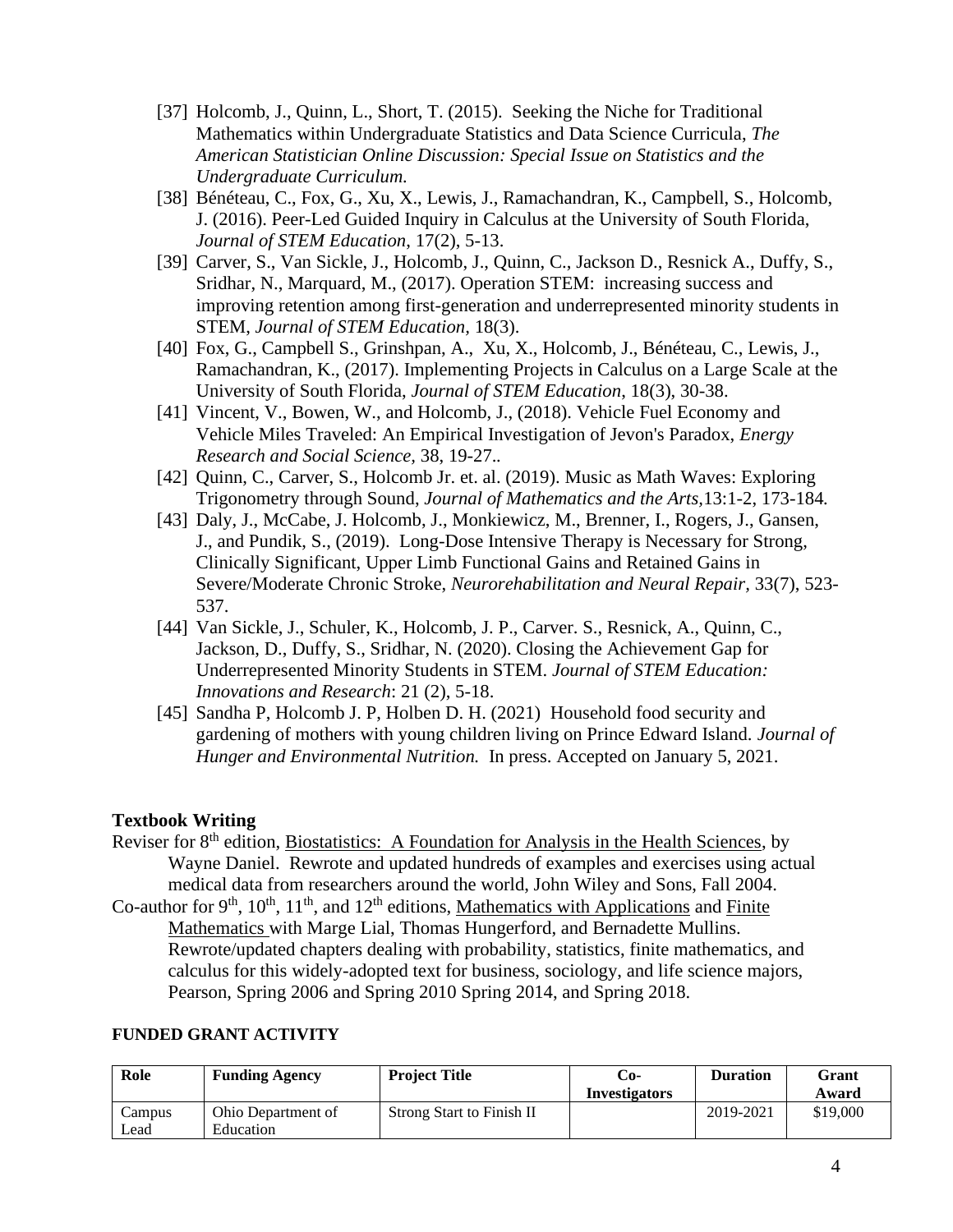[37] Holcomb, J., Quinn, L., Short, T. (2015). Seeking the Niche for Traditional Mathematics within Undergraduate Statistics and Data Science Curricula, *The American Statistician Online Discussion: Special Issue on Statistics and the Undergraduate Curriculum.*

[38] Bénéteau, C., Fox, G., Xu, X., Lewis, J., Ramachandran, K., Campbell, S., Holcomb, J. (2016). Peer-Led Guided Inquiry in Calculus at the University of South Florida, *Journal of STEM Education*, 17(2), 5-13.

[39] Carver, S., Van Sickle, J., Holcomb, J., Quinn, C., Jackson D., Resnick A., Duffy, S., Sridhar, N., Marquard, M., (2017). Operation STEM: increasing success and improving retention among first-generation and underrepresented minority students in STEM, *Journal of STEM Education,* 18(3).

[40] Fox, G., Campbell S., Grinshpan, A., Xu, X., Holcomb, J., Bénéteau, C., Lewis, J., Ramachandran, K., (2017). Implementing Projects in Calculus on a Large Scale at the University of South Florida, *Journal of STEM Education*, 18(3), 30-38.

[41] Vincent, V., Bowen, W., and Holcomb, J., (2018). Vehicle Fuel Economy and Vehicle Miles Traveled: An Empirical Investigation of Jevon's Paradox, *Energy Research and Social Science,* 38, 19-27..

[42] Quinn, C., Carver, S., Holcomb Jr. et. al. (2019). Music as Math Waves: Exploring Trigonometry through Sound, *Journal of Mathematics and the Arts,*13:1-2, 173-184.

[43] Daly, J., McCabe, J. Holcomb, J., Monkiewicz, M., Brenner, I., Rogers, J., Gansen, J., and Pundik, S., (2019). Long-Dose Intensive Therapy is Necessary for Strong, Clinically Significant, Upper Limb Functional Gains and Retained Gains in Severe/Moderate Chronic Stroke, *Neurorehabilitation and Neural Repair,* 33(7), 523-537.

[44] Van Sickle, J., Schuler, K., Holcomb, J. P., Carver. S., Resnick, A., Quinn, C., Jackson, D., Duffy, S., Sridhar, N. (2020). Closing the Achievement Gap for Underrepresented Minority Students in STEM. *Journal of STEM Education: Innovations and Research*: 21 (2), 5-18.

[45] Sandha P, Holcomb J. P, Holben D. H. (2021) Household food security and gardening of mothers with young children living on Prince Edward Island. *Journal of Hunger and Environmental Nutrition.* In press. Accepted on January 5, 2021.

## Textbook Writing

Reviser for 8th edition, Biostatistics: A Foundation for Analysis in the Health Sciences, by Wayne Daniel. Rewrote and updated hundreds of examples and exercises using actual medical data from researchers around the world, John Wiley and Sons, Fall 2004.

Co-author for 9th, 10th, 11th, and 12th editions, Mathematics with Applications and Finite Mathematics with Marge Lial, Thomas Hungerford, and Bernadette Mullins. Rewrote/updated chapters dealing with probability, statistics, finite mathematics, and calculus for this widely-adopted text for business, sociology, and life science majors, Pearson, Spring 2006 and Spring 2010 Spring 2014, and Spring 2018.

## FUNDED GRANT ACTIVITY

| Role | Funding Agency | Project Title | Co-Investigators | Duration | Grant Award |
|---|---|---|---|---|---|
| Campus Lead | Ohio Department of Education | Strong Start to Finish II | | 2019-2021 | $19,000 |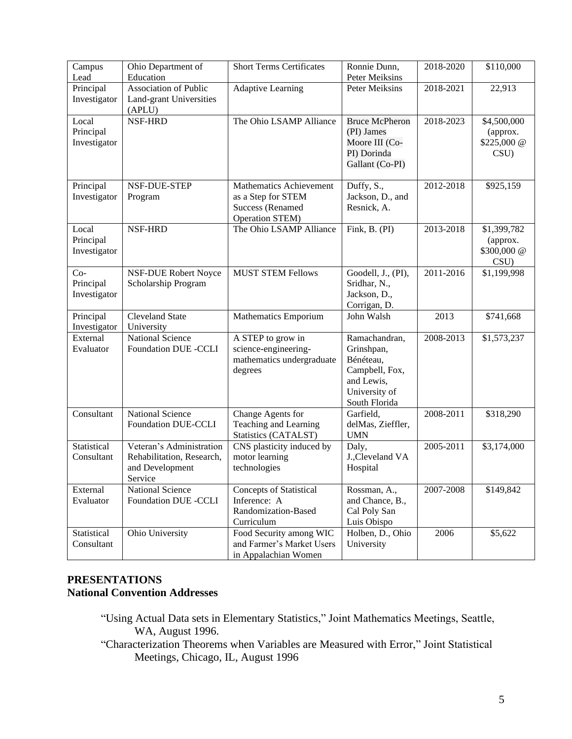| Campus Lead | Ohio Department of Education | Short Terms Certificates | Ronnie Dunn, Peter Meiksins | 2018-2020 | $110,000 |
|---|---|---|---|---|---|
| Principal Investigator | Association of Public Land-grant Universities (APLU) | Adaptive Learning | Peter Meiksins | 2018-2021 | 22,913 |
| Local Principal Investigator | NSF-HRD | The Ohio LSAMP Alliance | Bruce McPheron (PI) James Moore III (Co-PI) Dorinda Gallant (Co-PI) | 2018-2023 | $4,500,000 (approx. $225,000 @ CSU) |
| Principal Investigator | NSF-DUE-STEP Program | Mathematics Achievement as a Step for STEM Success (Renamed Operation STEM) | Duffy, S., Jackson, D., and Resnick, A. | 2012-2018 | $925,159 |
| Local Principal Investigator | NSF-HRD | The Ohio LSAMP Alliance | Fink, B. (PI) | 2013-2018 | $1,399,782 (approx. $300,000 @ CSU) |
| Co-Principal Investigator | NSF-DUE Robert Noyce Scholarship Program | MUST STEM Fellows | Goodell, J., (PI), Sridhar, N., Jackson, D., Corrigan, D. | 2011-2016 | $1,199,998 |
| Principal Investigator | Cleveland State University | Mathematics Emporium | John Walsh | 2013 | $741,668 |
| External Evaluator | National Science Foundation DUE -CCLI | A STEP to grow in science-engineering-mathematics undergraduate degrees | Ramachandran, Grinshpan, Bénéteau, Campbell, Fox, and Lewis, University of South Florida | 2008-2013 | $1,573,237 |
| Consultant | National Science Foundation DUE-CCLI | Change Agents for Teaching and Learning Statistics (CATALST) | Garfield, delMas, Zieffler, UMN | 2008-2011 | $318,290 |
| Statistical Consultant | Veteran's Administration Rehabilitation, Research, and Development Service | CNS plasticity induced by motor learning technologies | Daly, J.,Cleveland VA Hospital | 2005-2011 | $3,174,000 |
| External Evaluator | National Science Foundation DUE -CCLI | Concepts of Statistical Inference: A Randomization-Based Curriculum | Rossman, A., and Chance, B., Cal Poly San Luis Obispo | 2007-2008 | $149,842 |
| Statistical Consultant | Ohio University | Food Security among WIC and Farmer's Market Users in Appalachian Women | Holben, D., Ohio University | 2006 | $5,622 |

## PRESENTATIONS

### National Convention Addresses

"Using Actual Data sets in Elementary Statistics," Joint Mathematics Meetings, Seattle, WA, August 1996.

"Characterization Theorems when Variables are Measured with Error," Joint Statistical Meetings, Chicago, IL, August 1996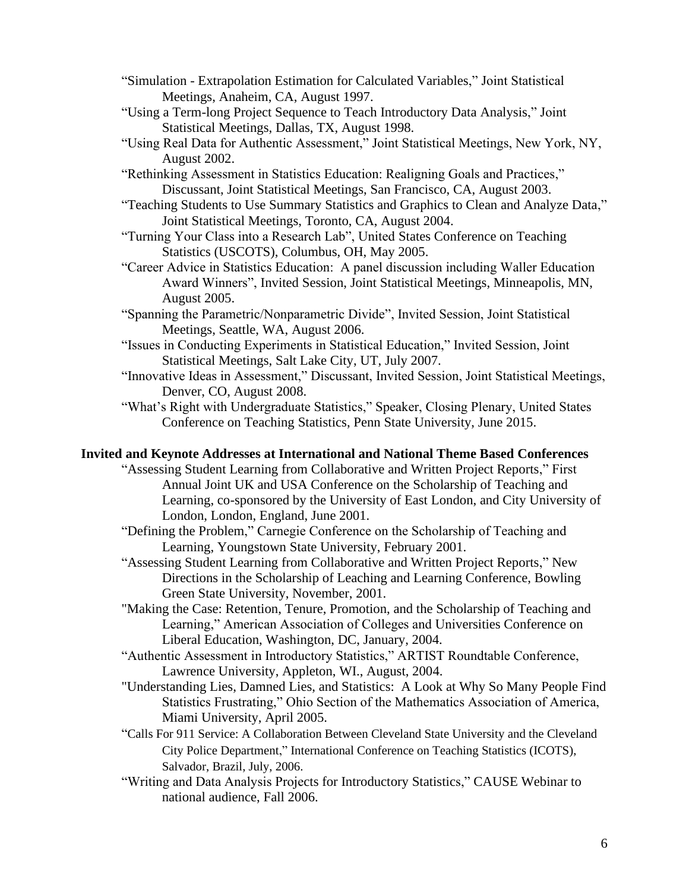- "Simulation - Extrapolation Estimation for Calculated Variables," Joint Statistical Meetings, Anaheim, CA, August 1997.
- "Using a Term-long Project Sequence to Teach Introductory Data Analysis," Joint Statistical Meetings, Dallas, TX, August 1998.
- "Using Real Data for Authentic Assessment," Joint Statistical Meetings, New York, NY, August 2002.
- "Rethinking Assessment in Statistics Education: Realigning Goals and Practices," Discussant, Joint Statistical Meetings, San Francisco, CA, August 2003.
- "Teaching Students to Use Summary Statistics and Graphics to Clean and Analyze Data," Joint Statistical Meetings, Toronto, CA, August 2004.
- "Turning Your Class into a Research Lab", United States Conference on Teaching Statistics (USCOTS), Columbus, OH, May 2005.
- "Career Advice in Statistics Education: A panel discussion including Waller Education Award Winners", Invited Session, Joint Statistical Meetings, Minneapolis, MN, August 2005.
- "Spanning the Parametric/Nonparametric Divide", Invited Session, Joint Statistical Meetings, Seattle, WA, August 2006.
- "Issues in Conducting Experiments in Statistical Education," Invited Session, Joint Statistical Meetings, Salt Lake City, UT, July 2007.
- "Innovative Ideas in Assessment," Discussant, Invited Session, Joint Statistical Meetings, Denver, CO, August 2008.
- "What's Right with Undergraduate Statistics," Speaker, Closing Plenary, United States Conference on Teaching Statistics, Penn State University, June 2015.

**Invited and Keynote Addresses at International and National Theme Based Conferences**

- "Assessing Student Learning from Collaborative and Written Project Reports," First Annual Joint UK and USA Conference on the Scholarship of Teaching and Learning, co-sponsored by the University of East London, and City University of London, London, England, June 2001.
- "Defining the Problem," Carnegie Conference on the Scholarship of Teaching and Learning, Youngstown State University, February 2001.
- "Assessing Student Learning from Collaborative and Written Project Reports," New Directions in the Scholarship of Leaching and Learning Conference, Bowling Green State University, November, 2001.
- "Making the Case: Retention, Tenure, Promotion, and the Scholarship of Teaching and Learning," American Association of Colleges and Universities Conference on Liberal Education, Washington, DC, January, 2004.
- "Authentic Assessment in Introductory Statistics," ARTIST Roundtable Conference, Lawrence University, Appleton, WI., August, 2004.
- "Understanding Lies, Damned Lies, and Statistics: A Look at Why So Many People Find Statistics Frustrating," Ohio Section of the Mathematics Association of America, Miami University, April 2005.
- "Calls For 911 Service: A Collaboration Between Cleveland State University and the Cleveland City Police Department," International Conference on Teaching Statistics (ICOTS), Salvador, Brazil, July, 2006.
- "Writing and Data Analysis Projects for Introductory Statistics," CAUSE Webinar to national audience, Fall 2006.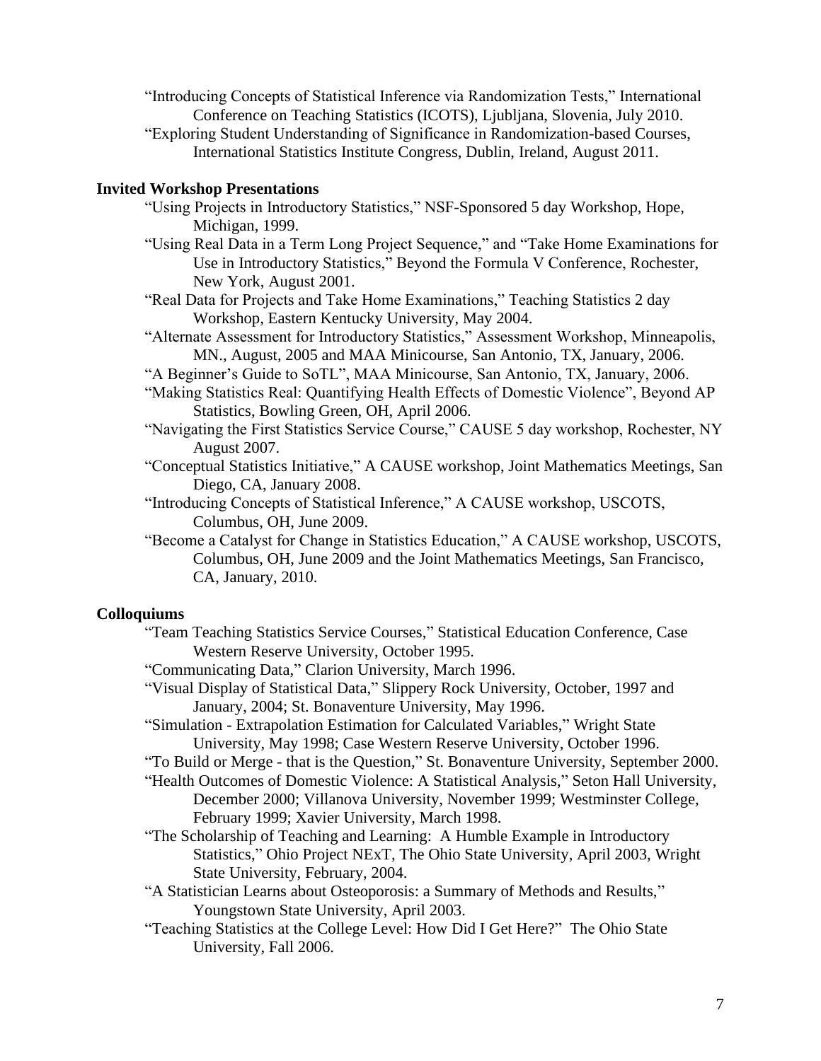"Introducing Concepts of Statistical Inference via Randomization Tests," International Conference on Teaching Statistics (ICOTS), Ljubljana, Slovenia, July 2010.

"Exploring Student Understanding of Significance in Randomization-based Courses, International Statistics Institute Congress, Dublin, Ireland, August 2011.

**Invited Workshop Presentations**

"Using Projects in Introductory Statistics," NSF-Sponsored 5 day Workshop, Hope, Michigan, 1999.

"Using Real Data in a Term Long Project Sequence," and "Take Home Examinations for Use in Introductory Statistics," Beyond the Formula V Conference, Rochester, New York, August 2001.

"Real Data for Projects and Take Home Examinations," Teaching Statistics 2 day Workshop, Eastern Kentucky University, May 2004.

"Alternate Assessment for Introductory Statistics," Assessment Workshop, Minneapolis, MN., August, 2005 and MAA Minicourse, San Antonio, TX, January, 2006.

"A Beginner's Guide to SoTL", MAA Minicourse, San Antonio, TX, January, 2006.

"Making Statistics Real: Quantifying Health Effects of Domestic Violence", Beyond AP Statistics, Bowling Green, OH, April 2006.

"Navigating the First Statistics Service Course," CAUSE 5 day workshop, Rochester, NY August 2007.

"Conceptual Statistics Initiative," A CAUSE workshop, Joint Mathematics Meetings, San Diego, CA, January 2008.

"Introducing Concepts of Statistical Inference," A CAUSE workshop, USCOTS, Columbus, OH, June 2009.

"Become a Catalyst for Change in Statistics Education," A CAUSE workshop, USCOTS, Columbus, OH, June 2009 and the Joint Mathematics Meetings, San Francisco, CA, January, 2010.

**Colloquiums**

"Team Teaching Statistics Service Courses," Statistical Education Conference, Case Western Reserve University, October 1995.

"Communicating Data," Clarion University, March 1996.

"Visual Display of Statistical Data," Slippery Rock University, October, 1997 and January, 2004; St. Bonaventure University, May 1996.

"Simulation - Extrapolation Estimation for Calculated Variables," Wright State University, May 1998; Case Western Reserve University, October 1996.

"To Build or Merge - that is the Question," St. Bonaventure University, September 2000.

"Health Outcomes of Domestic Violence: A Statistical Analysis," Seton Hall University, December 2000; Villanova University, November 1999; Westminster College, February 1999; Xavier University, March 1998.

"The Scholarship of Teaching and Learning: A Humble Example in Introductory Statistics," Ohio Project NExT, The Ohio State University, April 2003, Wright State University, February, 2004.

"A Statistician Learns about Osteoporosis: a Summary of Methods and Results," Youngstown State University, April 2003.

"Teaching Statistics at the College Level: How Did I Get Here?" The Ohio State University, Fall 2006.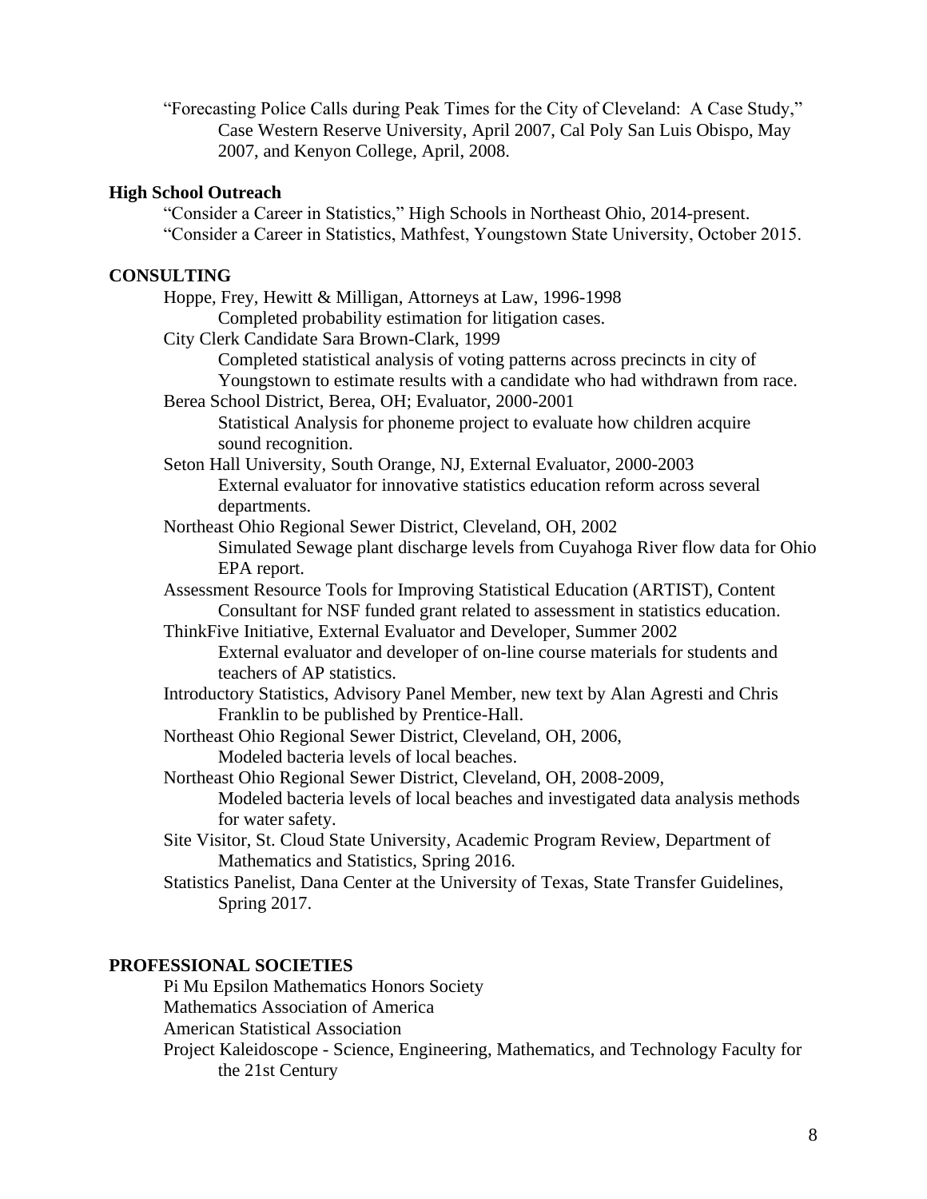"Forecasting Police Calls during Peak Times for the City of Cleveland: A Case Study," Case Western Reserve University, April 2007, Cal Poly San Luis Obispo, May 2007, and Kenyon College, April, 2008.

### High School Outreach

"Consider a Career in Statistics," High Schools in Northeast Ohio, 2014-present.
"Consider a Career in Statistics, Mathfest, Youngstown State University, October 2015.

## CONSULTING

Hoppe, Frey, Hewitt & Milligan, Attorneys at Law, 1996-1998
 Completed probability estimation for litigation cases.

City Clerk Candidate Sara Brown-Clark, 1999
 Completed statistical analysis of voting patterns across precincts in city of Youngstown to estimate results with a candidate who had withdrawn from race.

Berea School District, Berea, OH; Evaluator, 2000-2001
 Statistical Analysis for phoneme project to evaluate how children acquire sound recognition.

Seton Hall University, South Orange, NJ, External Evaluator, 2000-2003
 External evaluator for innovative statistics education reform across several departments.

Northeast Ohio Regional Sewer District, Cleveland, OH, 2002
 Simulated Sewage plant discharge levels from Cuyahoga River flow data for Ohio EPA report.

Assessment Resource Tools for Improving Statistical Education (ARTIST), Content Consultant for NSF funded grant related to assessment in statistics education.

ThinkFive Initiative, External Evaluator and Developer, Summer 2002
 External evaluator and developer of on-line course materials for students and teachers of AP statistics.

Introductory Statistics, Advisory Panel Member, new text by Alan Agresti and Chris Franklin to be published by Prentice-Hall.

Northeast Ohio Regional Sewer District, Cleveland, OH, 2006,
 Modeled bacteria levels of local beaches.

Northeast Ohio Regional Sewer District, Cleveland, OH, 2008-2009,
 Modeled bacteria levels of local beaches and investigated data analysis methods for water safety.

Site Visitor, St. Cloud State University, Academic Program Review, Department of Mathematics and Statistics, Spring 2016.

Statistics Panelist, Dana Center at the University of Texas, State Transfer Guidelines, Spring 2017.

## PROFESSIONAL SOCIETIES

Pi Mu Epsilon Mathematics Honors Society
Mathematics Association of America
American Statistical Association
Project Kaleidoscope - Science, Engineering, Mathematics, and Technology Faculty for the 21st Century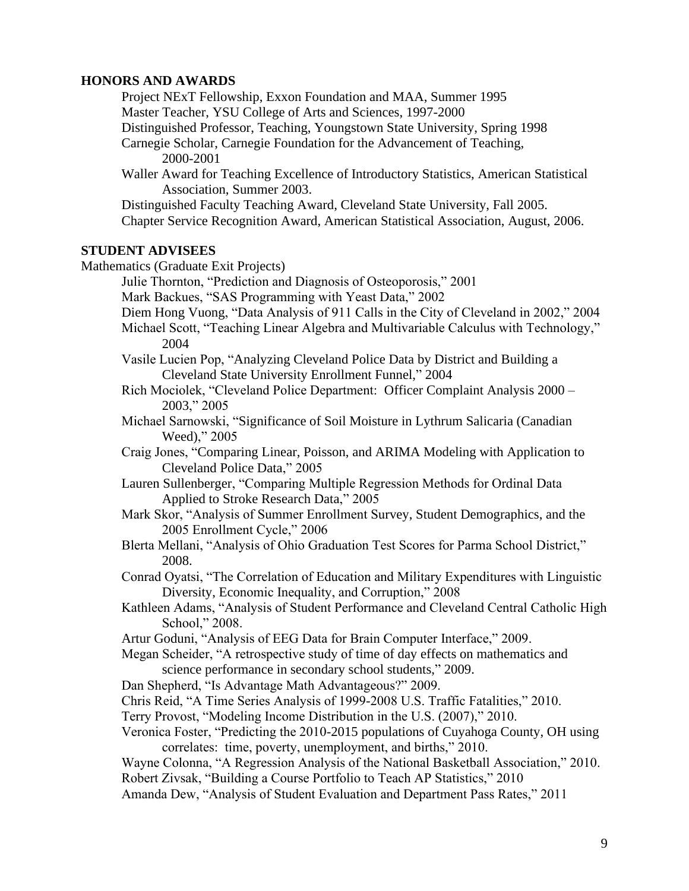## HONORS AND AWARDS

Project NExT Fellowship, Exxon Foundation and MAA, Summer 1995
Master Teacher, YSU College of Arts and Sciences, 1997-2000
Distinguished Professor, Teaching, Youngstown State University, Spring 1998
Carnegie Scholar, Carnegie Foundation for the Advancement of Teaching, 2000-2001
Waller Award for Teaching Excellence of Introductory Statistics, American Statistical Association, Summer 2003.
Distinguished Faculty Teaching Award, Cleveland State University, Fall 2005.
Chapter Service Recognition Award, American Statistical Association, August, 2006.

## STUDENT ADVISEES

Mathematics (Graduate Exit Projects)

Julie Thornton, "Prediction and Diagnosis of Osteoporosis," 2001
Mark Backues, "SAS Programming with Yeast Data," 2002
Diem Hong Vuong, "Data Analysis of 911 Calls in the City of Cleveland in 2002," 2004
Michael Scott, "Teaching Linear Algebra and Multivariable Calculus with Technology," 2004
Vasile Lucien Pop, "Analyzing Cleveland Police Data by District and Building a Cleveland State University Enrollment Funnel," 2004
Rich Mociolek, "Cleveland Police Department: Officer Complaint Analysis 2000 – 2003," 2005
Michael Sarnowski, "Significance of Soil Moisture in Lythrum Salicaria (Canadian Weed)," 2005
Craig Jones, "Comparing Linear, Poisson, and ARIMA Modeling with Application to Cleveland Police Data," 2005
Lauren Sullenberger, "Comparing Multiple Regression Methods for Ordinal Data Applied to Stroke Research Data," 2005
Mark Skor, "Analysis of Summer Enrollment Survey, Student Demographics, and the 2005 Enrollment Cycle," 2006
Blerta Mellani, "Analysis of Ohio Graduation Test Scores for Parma School District," 2008.
Conrad Oyatsi, "The Correlation of Education and Military Expenditures with Linguistic Diversity, Economic Inequality, and Corruption," 2008
Kathleen Adams, "Analysis of Student Performance and Cleveland Central Catholic High School," 2008.
Artur Goduni, "Analysis of EEG Data for Brain Computer Interface," 2009.
Megan Scheider, "A retrospective study of time of day effects on mathematics and science performance in secondary school students," 2009.
Dan Shepherd, "Is Advantage Math Advantageous?" 2009.
Chris Reid, "A Time Series Analysis of 1999-2008 U.S. Traffic Fatalities," 2010.
Terry Provost, "Modeling Income Distribution in the U.S. (2007)," 2010.
Veronica Foster, "Predicting the 2010-2015 populations of Cuyahoga County, OH using correlates: time, poverty, unemployment, and births," 2010.
Wayne Colonna, "A Regression Analysis of the National Basketball Association," 2010.
Robert Zivsak, "Building a Course Portfolio to Teach AP Statistics," 2010
Amanda Dew, "Analysis of Student Evaluation and Department Pass Rates," 2011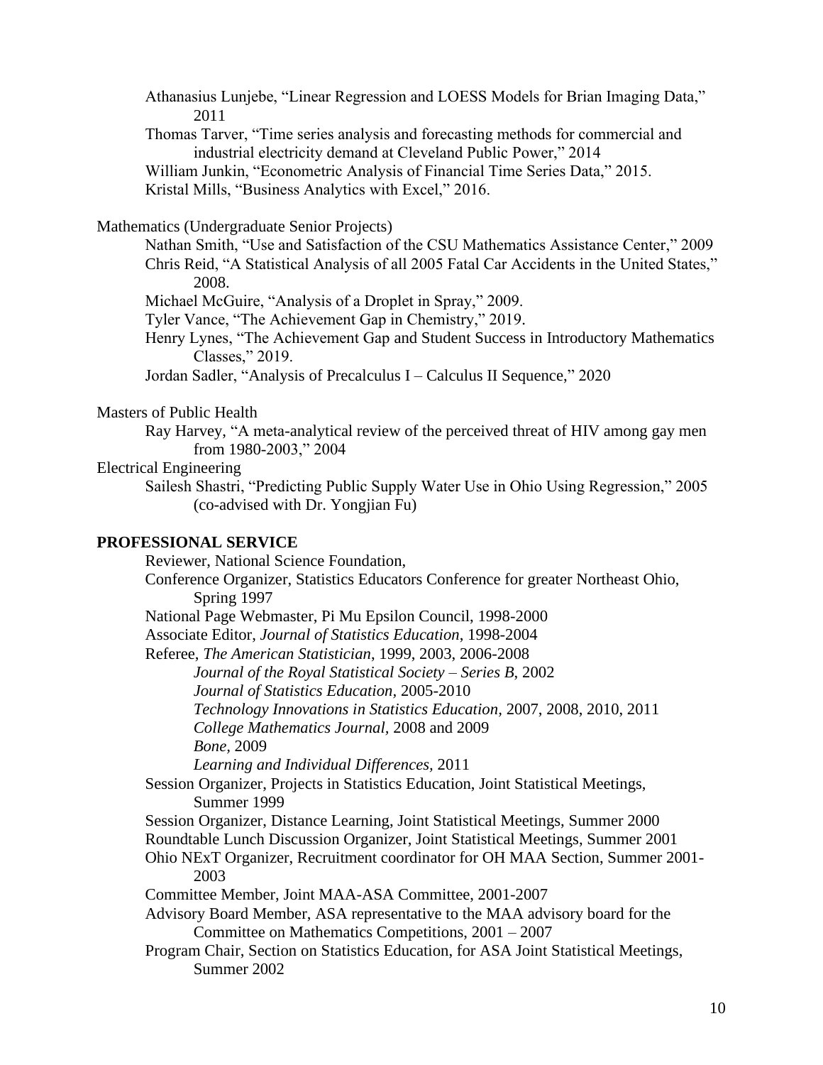Athanasius Lunjebe, "Linear Regression and LOESS Models for Brian Imaging Data," 2011

Thomas Tarver, "Time series analysis and forecasting methods for commercial and industrial electricity demand at Cleveland Public Power," 2014

William Junkin, "Econometric Analysis of Financial Time Series Data," 2015.

Kristal Mills, "Business Analytics with Excel," 2016.

Mathematics (Undergraduate Senior Projects)

Nathan Smith, "Use and Satisfaction of the CSU Mathematics Assistance Center," 2009

Chris Reid, "A Statistical Analysis of all 2005 Fatal Car Accidents in the United States," 2008.

Michael McGuire, "Analysis of a Droplet in Spray," 2009.

Tyler Vance, "The Achievement Gap in Chemistry," 2019.

Henry Lynes, "The Achievement Gap and Student Success in Introductory Mathematics Classes," 2019.

Jordan Sadler, "Analysis of Precalculus I – Calculus II Sequence," 2020

Masters of Public Health

Ray Harvey, "A meta-analytical review of the perceived threat of HIV among gay men from 1980-2003," 2004

Electrical Engineering

Sailesh Shastri, "Predicting Public Supply Water Use in Ohio Using Regression," 2005 (co-advised with Dr. Yongjian Fu)

**PROFESSIONAL SERVICE**

Reviewer, National Science Foundation,

Conference Organizer, Statistics Educators Conference for greater Northeast Ohio, Spring 1997

National Page Webmaster, Pi Mu Epsilon Council, 1998-2000

Associate Editor, *Journal of Statistics Education*, 1998-2004

Referee, *The American Statistician*, 1999, 2003, 2006-2008

*Journal of the Royal Statistical Society – Series B*, 2002

*Journal of Statistics Education*, 2005-2010

*Technology Innovations in Statistics Education*, 2007, 2008, 2010, 2011

*College Mathematics Journal*, 2008 and 2009

*Bone*, 2009

*Learning and Individual Differences*, 2011

Session Organizer, Projects in Statistics Education, Joint Statistical Meetings, Summer 1999

Session Organizer, Distance Learning, Joint Statistical Meetings, Summer 2000

Roundtable Lunch Discussion Organizer, Joint Statistical Meetings, Summer 2001

Ohio NExT Organizer, Recruitment coordinator for OH MAA Section, Summer 2001-2003

Committee Member, Joint MAA-ASA Committee, 2001-2007

Advisory Board Member, ASA representative to the MAA advisory board for the Committee on Mathematics Competitions, 2001 – 2007

Program Chair, Section on Statistics Education, for ASA Joint Statistical Meetings, Summer 2002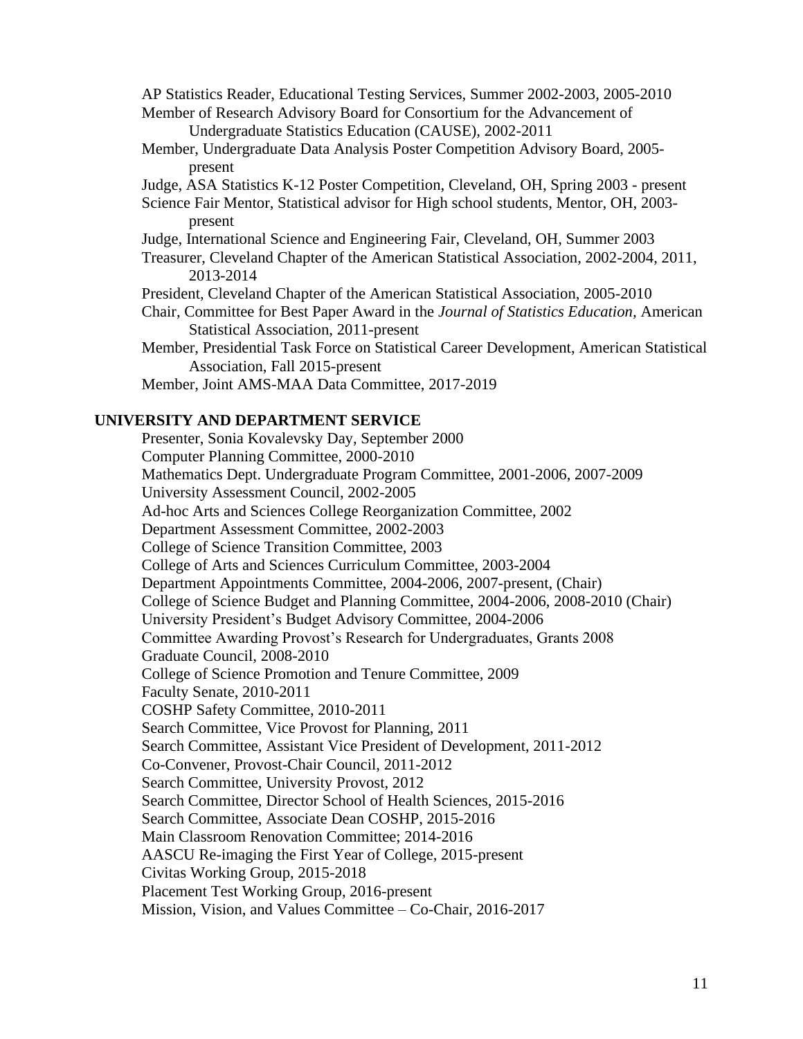AP Statistics Reader, Educational Testing Services, Summer 2002-2003, 2005-2010

Member of Research Advisory Board for Consortium for the Advancement of Undergraduate Statistics Education (CAUSE), 2002-2011

Member, Undergraduate Data Analysis Poster Competition Advisory Board, 2005-present

Judge, ASA Statistics K-12 Poster Competition, Cleveland, OH, Spring 2003 - present

Science Fair Mentor, Statistical advisor for High school students, Mentor, OH, 2003-present

Judge, International Science and Engineering Fair, Cleveland, OH, Summer 2003

Treasurer, Cleveland Chapter of the American Statistical Association, 2002-2004, 2011, 2013-2014

President, Cleveland Chapter of the American Statistical Association, 2005-2010

Chair, Committee for Best Paper Award in the *Journal of Statistics Education*, American Statistical Association, 2011-present

Member, Presidential Task Force on Statistical Career Development, American Statistical Association, Fall 2015-present

Member, Joint AMS-MAA Data Committee, 2017-2019

## UNIVERSITY AND DEPARTMENT SERVICE

Presenter, Sonia Kovalevsky Day, September 2000

Computer Planning Committee, 2000-2010

Mathematics Dept. Undergraduate Program Committee, 2001-2006, 2007-2009

University Assessment Council, 2002-2005

Ad-hoc Arts and Sciences College Reorganization Committee, 2002

Department Assessment Committee, 2002-2003

College of Science Transition Committee, 2003

College of Arts and Sciences Curriculum Committee, 2003-2004

Department Appointments Committee, 2004-2006, 2007-present, (Chair)

College of Science Budget and Planning Committee, 2004-2006, 2008-2010 (Chair)

University President's Budget Advisory Committee, 2004-2006

Committee Awarding Provost's Research for Undergraduates, Grants 2008

Graduate Council, 2008-2010

College of Science Promotion and Tenure Committee, 2009

Faculty Senate, 2010-2011

COSHP Safety Committee, 2010-2011

Search Committee, Vice Provost for Planning, 2011

Search Committee, Assistant Vice President of Development, 2011-2012

Co-Convener, Provost-Chair Council, 2011-2012

Search Committee, University Provost, 2012

Search Committee, Director School of Health Sciences, 2015-2016

Search Committee, Associate Dean COSHP, 2015-2016

Main Classroom Renovation Committee; 2014-2016

AASCU Re-imaging the First Year of College, 2015-present

Civitas Working Group, 2015-2018

Placement Test Working Group, 2016-present

Mission, Vision, and Values Committee – Co-Chair, 2016-2017